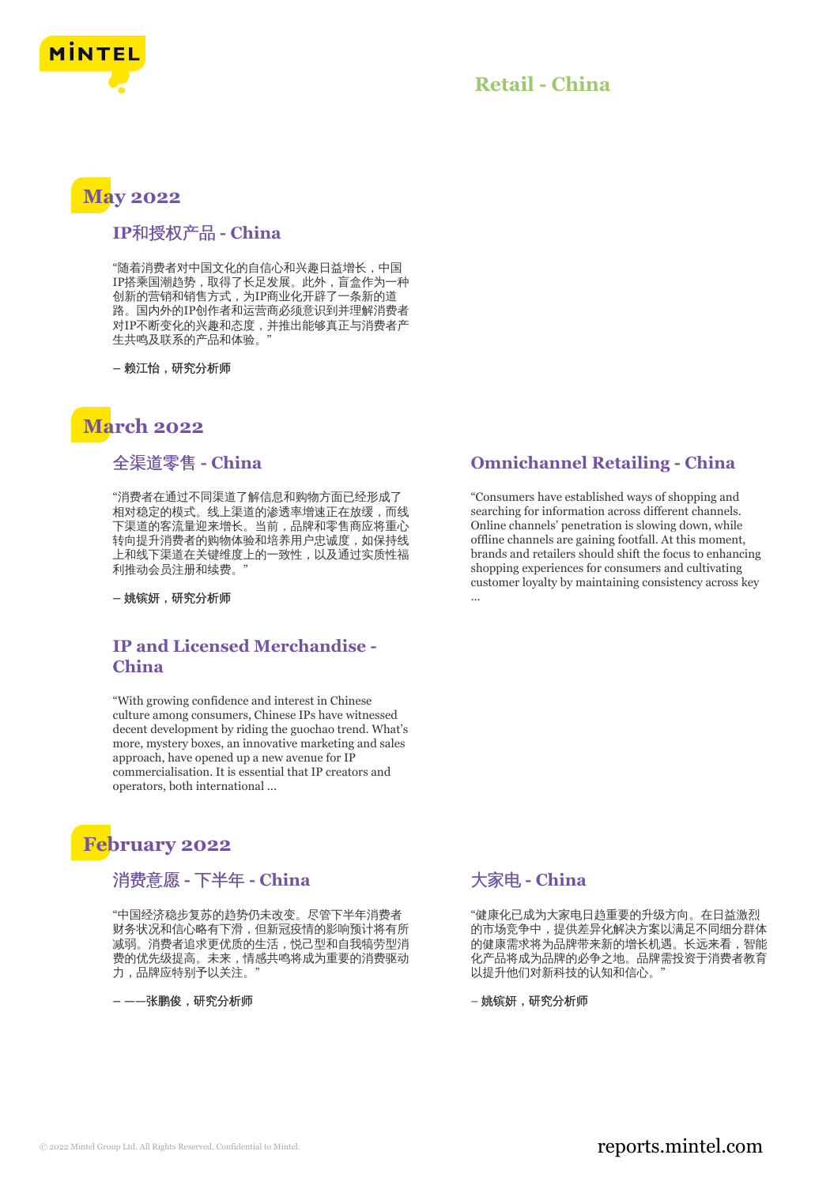# Retail - China

## May 2022

### IP和授权产品 - China

“随着消费者对中国文化的自信心和兴趣日益增长，中国IP搭乘国潮趋势，取得了长足发展。此外，盲盒作为一种创新的营销和销售方式，为IP商业化开辟了一条新的道路。国内外的IP创作者和运营商必须意识到并理解消费者对IP不断变化的兴趣和态度，并推出能够真正与消费者产生共鸣及联系的产品和体验。”

**– 赖江怡，研究分析师**

## March 2022

### 全渠道零售 - China

“消费者在通过不同渠道了解信息和购物方面已经形成了相对稳定的模式。线上渠道的渗透率增速正在放缓，而线下渠道的客流量迎来增长。当前，品牌和零售商应将重心转向提升消费者的购物体验和培养用户忠诚度，如保持线上和线下渠道在关键维度上的一致性，以及通过实质性福利推动会员注册和续费。”

**– 姚镔妍，研究分析师**

### IP and Licensed Merchandise - China

“With growing confidence and interest in Chinese culture among consumers, Chinese IPs have witnessed decent development by riding the guochao trend. What’s more, mystery boxes, an innovative marketing and sales approach, have opened up a new avenue for IP commercialisation. It is essential that IP creators and operators, both international ...

### Omnichannel Retailing - China

“Consumers have established ways of shopping and searching for information across different channels. Online channels’ penetration is slowing down, while offline channels are gaining footfall. At this moment, brands and retailers should shift the focus to enhancing shopping experiences for consumers and cultivating customer loyalty by maintaining consistency across key ...

## February 2022

### 消费意愿 - 下半年 - China

“中国经济稳步复苏的趋势仍未改变。尽管下半年消费者财务状况和信心略有下滑，但新冠疫情的影响预计将有所减弱。消费者追求更优质的生活，悦己型和自我犒劳型消费的优先级提高。未来，情感共鸣将成为重要的消费驱动力，品牌应特别予以关注。”

**– ——张鹏俊，研究分析师**

### 大家电 - China

“健康化已成为大家电日趋重要的升级方向。在日益激烈的市场竞争中，提供差异化解决方案以满足不同细分群体的健康需求将为品牌带来新的增长机遇。长远来看，智能化产品将成为品牌的必争之地。品牌需投资于消费者教育以提升他们对新科技的认知和信心。”

**– 姚镔妍，研究分析师**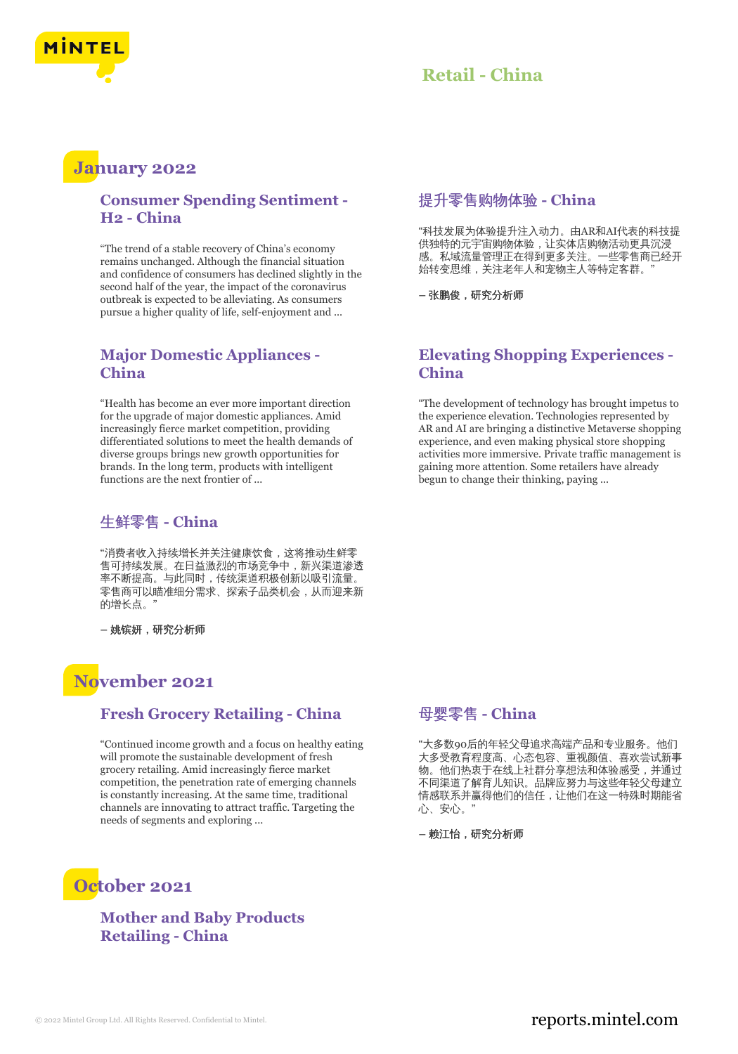## January 2022

### Consumer Spending Sentiment - H2 - China

"The trend of a stable recovery of China's economy remains unchanged. Although the financial situation and confidence of consumers has declined slightly in the second half of the year, the impact of the coronavirus outbreak is expected to be alleviating. As consumers pursue a higher quality of life, self-enjoyment and ...

### 提升零售购物体验 - China

"科技发展为体验提升注入动力。由AR和AI代表的科技提供独特的元宇宙购物体验，让实体店购物活动更具沉浸感。私域流量管理正在得到更多关注。一些零售商已经开始转变思维，关注老年人和宠物主人等特定客群。"

– 张鹏俊，研究分析师

### Major Domestic Appliances - China

"Health has become an ever more important direction for the upgrade of major domestic appliances. Amid increasingly fierce market competition, providing differentiated solutions to meet the health demands of diverse groups brings new growth opportunities for brands. In the long term, products with intelligent functions are the next frontier of ...

### Elevating Shopping Experiences - China

"The development of technology has brought impetus to the experience elevation. Technologies represented by AR and AI are bringing a distinctive Metaverse shopping experience, and even making physical store shopping activities more immersive. Private traffic management is gaining more attention. Some retailers have already begun to change their thinking, paying ...

### 生鲜零售 - China

"消费者收入持续增长并关注健康饮食，这将推动生鲜零售可持续发展。在日益激烈的市场竞争中，新兴渠道渗透率不断提高。与此同时，传统渠道积极创新以吸引流量。零售商可以瞄准细分需求、探索子品类机会，从而迎来新的增长点。"

– 姚镔妍，研究分析师

## November 2021

### Fresh Grocery Retailing - China

"Continued income growth and a focus on healthy eating will promote the sustainable development of fresh grocery retailing. Amid increasingly fierce market competition, the penetration rate of emerging channels is constantly increasing. At the same time, traditional channels are innovating to attract traffic. Targeting the needs of segments and exploring ...

### 母婴零售 - China

"大多数90后的年轻父母追求高端产品和专业服务。他们大多受教育程度高、心态包容、重视颜值、喜欢尝试新事物。他们热衷于在线上社群分享想法和体验感受，并通过不同渠道了解育儿知识。品牌应努力与这些年轻父母建立情感联系并赢得他们的信任，让他们在这一特殊时期能省心、安心。"

– 赖江怡，研究分析师

## October 2021

### Mother and Baby Products Retailing - China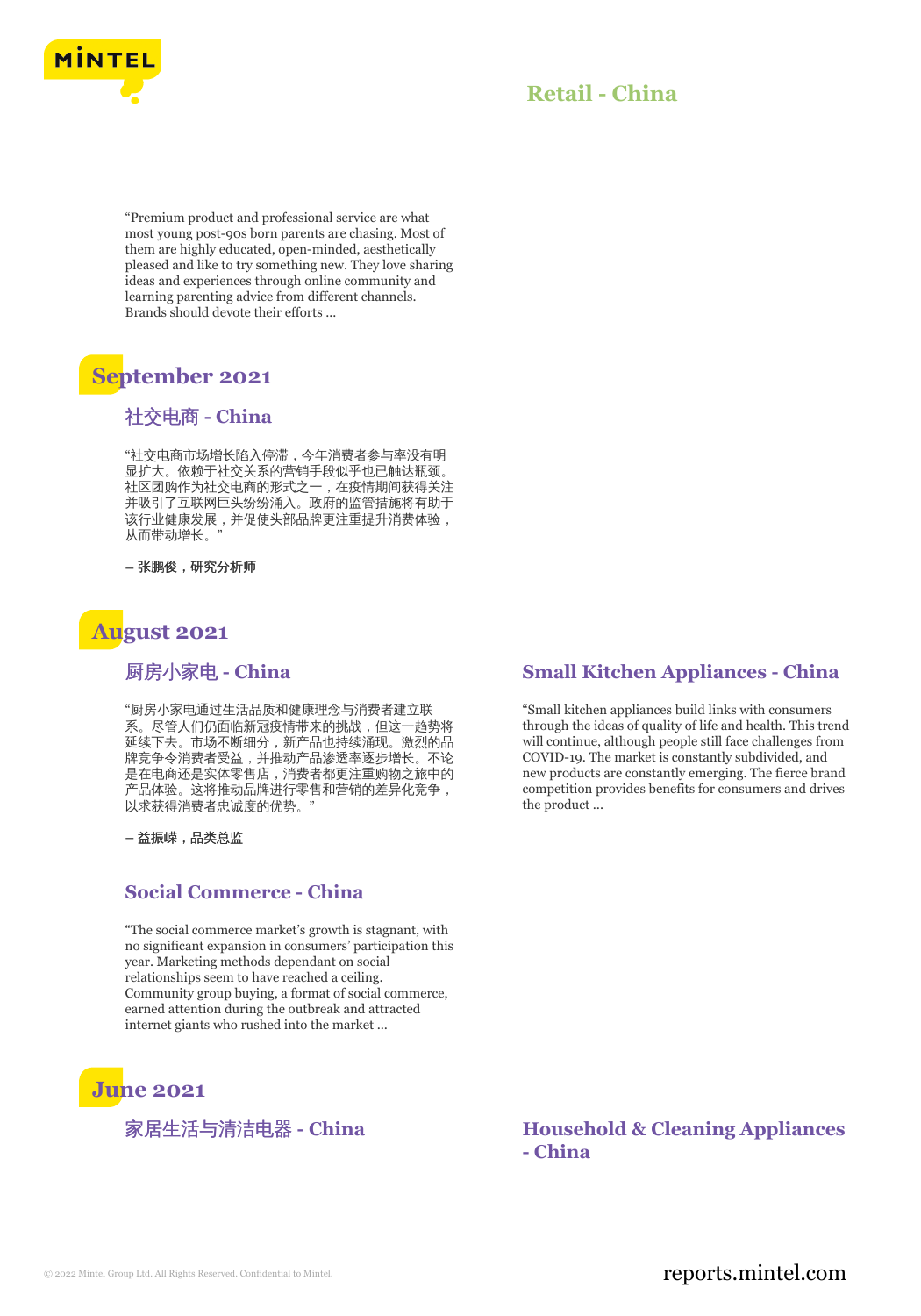## Retail - China

"Premium product and professional service are what most young post-90s born parents are chasing. Most of them are highly educated, open-minded, aesthetically pleased and like to try something new. They love sharing ideas and experiences through online community and learning parenting advice from different channels. Brands should devote their efforts ...

# September 2021

### 社交电商 - China

"社交电商市场增长陷入停滞，今年消费者参与率没有明显扩大。依赖于社交关系的营销手段似乎也已触达瓶颈。社区团购作为社交电商的形式之一，在疫情期间获得关注并吸引了互联网巨头纷纷涌入。政府的监管措施将有助于该行业健康发展，并促使头部品牌更注重提升消费体验，从而带动增长。"

**– 张鹏俊，研究分析师**

# August 2021

### 厨房小家电 - China

"厨房小家电通过生活品质和健康理念与消费者建立联系。尽管人们仍面临新冠疫情带来的挑战，但这一趋势将延续下去。市场不断细分，新产品也持续涌现。激烈的品牌竞争令消费者受益，并推动产品渗透率逐步增长。不论是在电商还是实体零售店，消费者都更注重购物之旅中的产品体验。这将推动品牌进行零售和营销的差异化竞争，以求获得消费者忠诚度的优势。"

**– 益振嵘，品类总监**

### Small Kitchen Appliances - China

"Small kitchen appliances build links with consumers through the ideas of quality of life and health. This trend will continue, although people still face challenges from COVID-19. The market is constantly subdivided, and new products are constantly emerging. The fierce brand competition provides benefits for consumers and drives the product ...

### Social Commerce - China

"The social commerce market's growth is stagnant, with no significant expansion in consumers' participation this year. Marketing methods dependant on social relationships seem to have reached a ceiling. Community group buying, a format of social commerce, earned attention during the outbreak and attracted internet giants who rushed into the market ...

# June 2021

### 家居生活与清洁电器 - China

### Household & Cleaning Appliances - China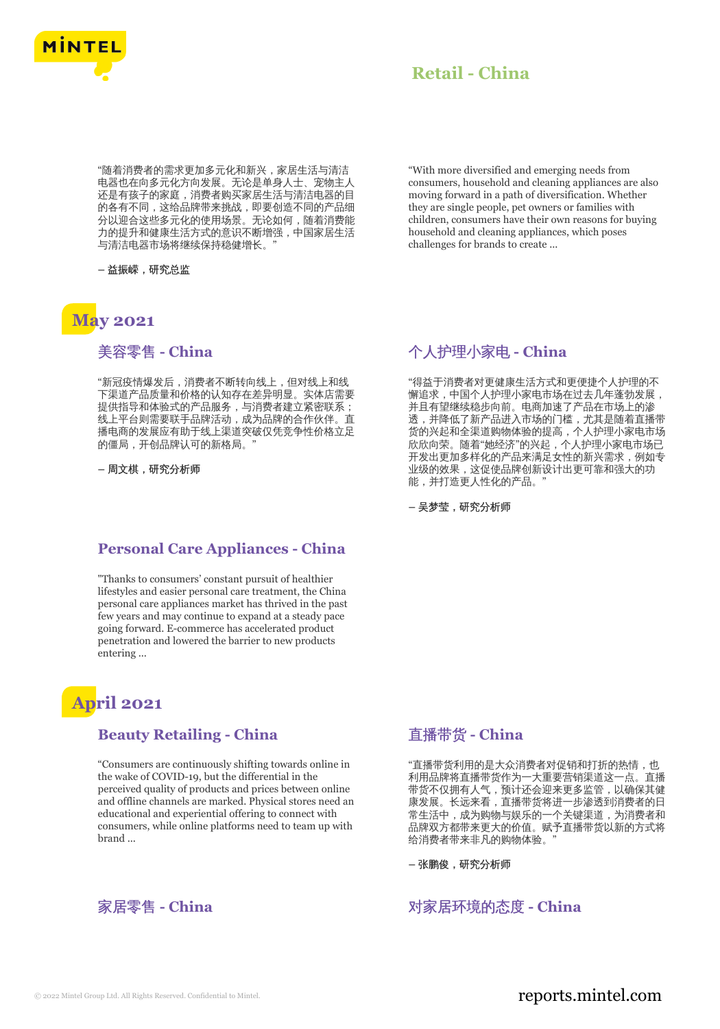“随着消费者的需求更加多元化和新兴，家居生活与清洁电器也在向多元化方向发展。无论是单身人士、宠物主人还是有孩子的家庭，消费者购买家居生活与清洁电器的目的各有不同，这给品牌带来挑战，即要创造不同的产品细分以迎合这些多元化的使用场景。无论如何，随着消费能力的提升和健康生活方式的意识不断增强，中国家居生活与清洁电器市场将继续保持稳健增长。”

– 益振嵘，研究总监

“With more diversified and emerging needs from consumers, household and cleaning appliances are also moving forward in a path of diversification. Whether they are single people, pet owners or families with children, consumers have their own reasons for buying household and cleaning appliances, which poses challenges for brands to create ...

# May 2021

## 美容零售 - China

“新冠疫情爆发后，消费者不断转向线上，但对线上和线下渠道产品质量和价格的认知存在差异明显。实体店需要提供指导和体验式的产品服务，与消费者建立紧密联系；线上平台则需要联手品牌活动，成为品牌的合作伙伴。直播电商的发展应有助于线上渠道突破仅凭竞争性价格立足的僵局，开创品牌认可的新格局。”

– 周文棋，研究分析师

## 个人护理小家电 - China

“得益于消费者对更健康生活方式和更便捷个人护理的不懈追求，中国个人护理小家电市场在过去几年蓬勃发展，并且有望继续稳步向前。电商加速了产品在市场上的渗透，并降低了新产品进入市场的门槛，尤其是随着直播带货的兴起和全渠道购物体验的提高，个人护理小家电市场欣欣向荣。随着“她经济”的兴起，个人护理小家电市场已开发出更加多样化的产品来满足女性的新兴需求，例如专业级的效果，这促使品牌创新设计出更可靠和强大的功能，并打造更人性化的产品。”

– 吴梦莹，研究分析师

## Personal Care Appliances - China

"Thanks to consumers’ constant pursuit of healthier lifestyles and easier personal care treatment, the China personal care appliances market has thrived in the past few years and may continue to expand at a steady pace going forward. E-commerce has accelerated product penetration and lowered the barrier to new products entering ...

# April 2021

## Beauty Retailing - China

“Consumers are continuously shifting towards online in the wake of COVID-19, but the differential in the perceived quality of products and prices between online and offline channels are marked. Physical stores need an educational and experiential offering to connect with consumers, while online platforms need to team up with brand ...

## 直播带货 - China

“直播带货利用的是大众消费者对促销和打折的热情，也利用品牌将直播带货作为一大重要营销渠道这一点。直播带货不仅拥有人气，预计还会迎来更多监管，以确保其健康发展。长远来看，直播带货将进一步渗透到消费者的日常生活中，成为购物与娱乐的一个关键渠道，为消费者和品牌双方都带来更大的价值。赋予直播带货以新的方式将给消费者带来非凡的购物体验。”

– 张鹏俊，研究分析师

## 家居零售 - China

## 对家居环境的态度 - China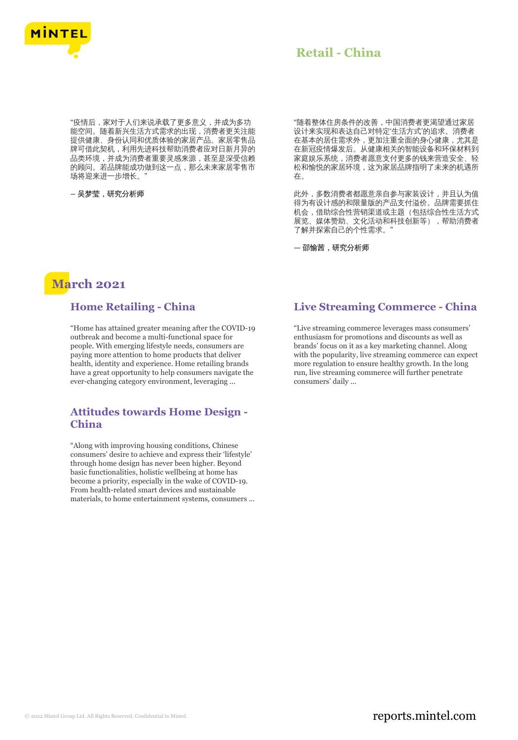"疫情后，家对于人们来说承载了更多意义，并成为多功能空间。随着新兴生活方式需求的出现，消费者更关注能提供健康、身份认同和优质体验的家居产品。家居零售品牌可借此契机，利用先进科技帮助消费者应对日新月异的品类环境，并成为消费者重要灵感来源，甚至是深受信赖的顾问。若品牌能成功做到这一点，那么未来家居零售市场将迎来进一步增长。"

– 吴梦莹，研究分析师

"随着整体住房条件的改善，中国消费者更渴望通过家居设计来实现和表达自己对特定'生活方式'的追求。消费者在基本的居住需求外，更加注重全面的身心健康，尤其是在新冠疫情爆发后。从健康相关的智能设备和环保材料到家庭娱乐系统，消费者愿意支付更多的钱来营造安全、轻松和愉悦的家居环境，这为家居品牌指明了未来的机遇所在。

此外，多数消费者都愿意亲自参与家装设计，并且认为值得为有设计感的和限量版的产品支付溢价。品牌需要抓住机会，借助综合性营销渠道或主题（包括综合性生活方式展览、媒体赞助、文化活动和科技创新等），帮助消费者了解并探索自己的个性需求。"

— 邵愉茜，研究分析师

## March 2021

### Home Retailing - China

"Home has attained greater meaning after the COVID-19 outbreak and become a multi-functional space for people. With emerging lifestyle needs, consumers are paying more attention to home products that deliver health, identity and experience. Home retailing brands have a great opportunity to help consumers navigate the ever-changing category environment, leveraging ...

### Attitudes towards Home Design - China

"Along with improving housing conditions, Chinese consumers' desire to achieve and express their 'lifestyle' through home design has never been higher. Beyond basic functionalities, holistic wellbeing at home has become a priority, especially in the wake of COVID-19. From health-related smart devices and sustainable materials, to home entertainment systems, consumers ...

### Live Streaming Commerce - China

"Live streaming commerce leverages mass consumers' enthusiasm for promotions and discounts as well as brands' focus on it as a key marketing channel. Along with the popularity, live streaming commerce can expect more regulation to ensure healthy growth. In the long run, live streaming commerce will further penetrate consumers' daily ...